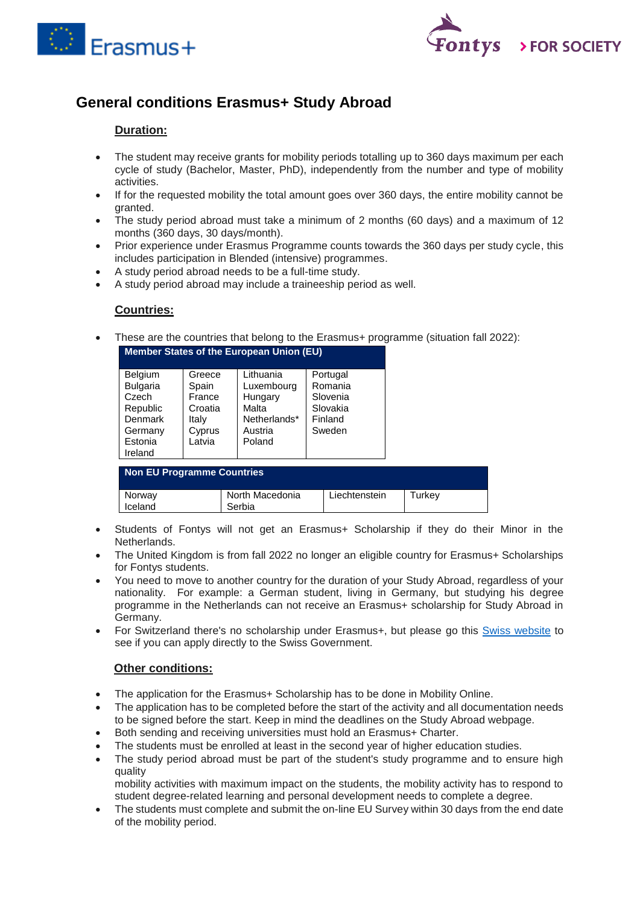# General conditions Erasmus+ Study Abroad

## Duration:

- The student may receive grants for mobility periods totalling up to 360 days maximum per each cycle of study (Bachelor, Master, PhD), independently from the number and type of mobility activities.
- If for the requested mobility the total amount goes over 360 days, the entire mobility cannot be granted.
- The study period abroad must take a minimum of 2 months (60 days) and a maximum of 12 months (360 days, 30 days/month).
- Prior experience under Erasmus Programme counts towards the 360 days per study cycle, this includes participation in Blended (intensive) programmes.
- A study period abroad needs to be a full-time study.
- A study period abroad may include a traineeship period as well.

## Countries:

- These are the countries that belong to the Erasmus+ programme (situation fall 2022):

| Member States of the European Union (EU) | | | |
|---|---|---|---|
| Belgium<br>Bulgaria<br>Czech Republic<br>Denmark<br>Germany<br>Estonia<br>Ireland | Greece<br>Spain<br>France<br>Croatia<br>Italy<br>Cyprus<br>Latvia | Lithuania<br>Luxembourg<br>Hungary<br>Malta<br>Netherlands*<br>Austria<br>Poland | Portugal<br>Romania<br>Slovenia<br>Slovakia<br>Finland<br>Sweden |

| Non EU Programme Countries | | | |
|---|---|---|---|
| Norway<br>Iceland | North Macedonia<br>Serbia | Liechtenstein | Turkey |

- Students of Fontys will not get an Erasmus+ Scholarship if they do their Minor in the Netherlands.
- The United Kingdom is from fall 2022 no longer an eligible country for Erasmus+ Scholarships for Fontys students.
- You need to move to another country for the duration of your Study Abroad, regardless of your nationality. For example: a German student, living in Germany, but studying his degree programme in the Netherlands can not receive an Erasmus+ scholarship for Study Abroad in Germany.
- For Switzerland there's no scholarship under Erasmus+, but please go this [Swiss website] to see if you can apply directly to the Swiss Government.

## Other conditions:

- The application for the Erasmus+ Scholarship has to be done in Mobility Online.
- The application has to be completed before the start of the activity and all documentation needs to be signed before the start. Keep in mind the deadlines on the Study Abroad webpage.
- Both sending and receiving universities must hold an Erasmus+ Charter.
- The students must be enrolled at least in the second year of higher education studies.
- The study period abroad must be part of the student's study programme and to ensure high quality
  mobility activities with maximum impact on the students, the mobility activity has to respond to student degree-related learning and personal development needs to complete a degree.
- The students must complete and submit the on-line EU Survey within 30 days from the end date of the mobility period.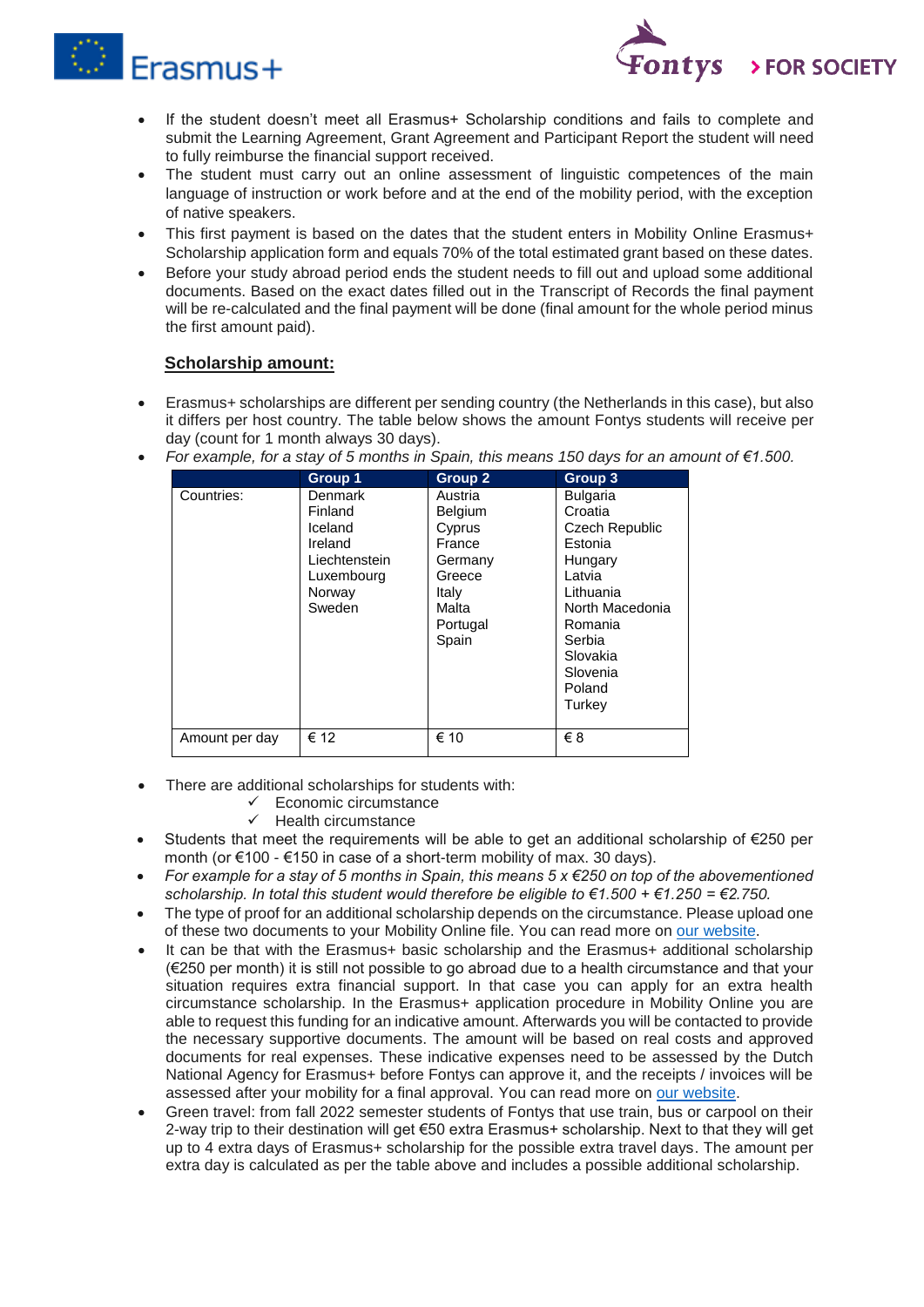- If the student doesn't meet all Erasmus+ Scholarship conditions and fails to complete and submit the Learning Agreement, Grant Agreement and Participant Report the student will need to fully reimburse the financial support received.
- The student must carry out an online assessment of linguistic competences of the main language of instruction or work before and at the end of the mobility period, with the exception of native speakers.
- This first payment is based on the dates that the student enters in Mobility Online Erasmus+ Scholarship application form and equals 70% of the total estimated grant based on these dates.
- Before your study abroad period ends the student needs to fill out and upload some additional documents. Based on the exact dates filled out in the Transcript of Records the final payment will be re-calculated and the final payment will be done (final amount for the whole period minus the first amount paid).

**<u>Scholarship amount:</u>**

- Erasmus+ scholarships are different per sending country (the Netherlands in this case), but also it differs per host country. The table below shows the amount Fontys students will receive per day (count for 1 month always 30 days).
- *For example, for a stay of 5 months in Spain, this means 150 days for an amount of €1.500.*

| | Group 1 | Group 2 | Group 3 |
|---|---|---|---|
| Countries: | Denmark<br>Finland<br>Iceland<br>Ireland<br>Liechtenstein<br>Luxembourg<br>Norway<br>Sweden | Austria<br>Belgium<br>Cyprus<br>France<br>Germany<br>Greece<br>Italy<br>Malta<br>Portugal<br>Spain | Bulgaria<br>Croatia<br>Czech Republic<br>Estonia<br>Hungary<br>Latvia<br>Lithuania<br>North Macedonia<br>Romania<br>Serbia<br>Slovakia<br>Slovenia<br>Poland<br>Turkey |
| Amount per day | € 12 | € 10 | € 8 |

- There are additional scholarships for students with:
  - ✓ Economic circumstance
  - ✓ Health circumstance
- Students that meet the requirements will be able to get an additional scholarship of €250 per month (or €100 - €150 in case of a short-term mobility of max. 30 days).
- *For example for a stay of 5 months in Spain, this means 5 x €250 on top of the abovementioned scholarship. In total this student would therefore be eligible to €1.500 + €1.250 = €2.750.*
- The type of proof for an additional scholarship depends on the circumstance. Please upload one of these two documents to your Mobility Online file. You can read more on our website.
- It can be that with the Erasmus+ basic scholarship and the Erasmus+ additional scholarship (€250 per month) it is still not possible to go abroad due to a health circumstance and that your situation requires extra financial support. In that case you can apply for an extra health circumstance scholarship. In the Erasmus+ application procedure in Mobility Online you are able to request this funding for an indicative amount. Afterwards you will be contacted to provide the necessary supportive documents. The amount will be based on real costs and approved documents for real expenses. These indicative expenses need to be assessed by the Dutch National Agency for Erasmus+ before Fontys can approve it, and the receipts / invoices will be assessed after your mobility for a final approval. You can read more on our website.
- Green travel: from fall 2022 semester students of Fontys that use train, bus or carpool on their 2-way trip to their destination will get €50 extra Erasmus+ scholarship. Next to that they will get up to 4 extra days of Erasmus+ scholarship for the possible extra travel days. The amount per extra day is calculated as per the table above and includes a possible additional scholarship.